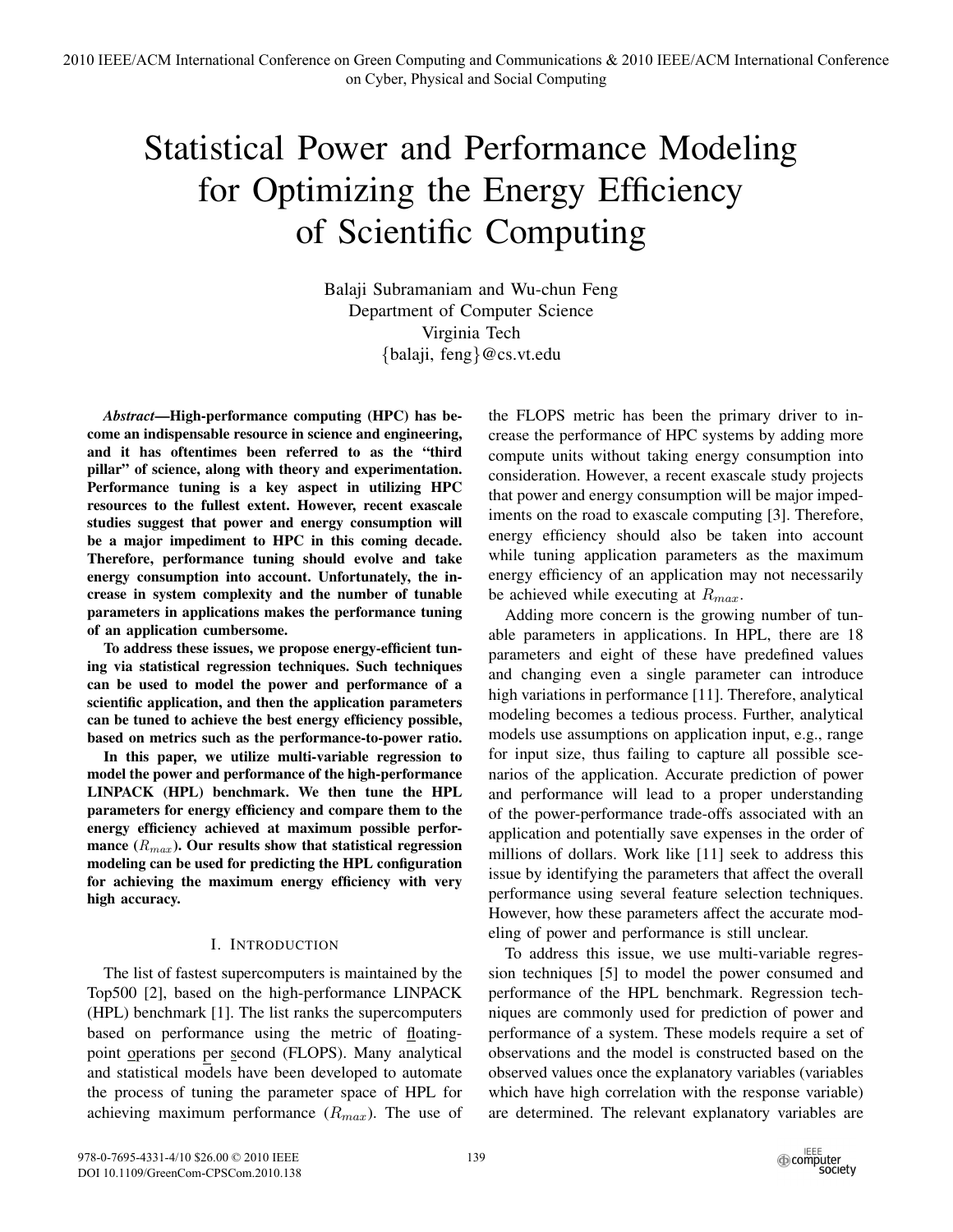# Statistical Power and Performance Modeling for Optimizing the Energy Efficiency of Scientific Computing

Balaji Subramaniam and Wu-chun Feng
Department of Computer Science
Virginia Tech
{balaji, feng}@cs.vt.edu

***Abstract*—High-performance computing (HPC) has become an indispensable resource in science and engineering, and it has oftentimes been referred to as the "third pillar" of science, along with theory and experimentation. Performance tuning is a key aspect in utilizing HPC resources to the fullest extent. However, recent exascale studies suggest that power and energy consumption will be a major impediment to HPC in this coming decade. Therefore, performance tuning should evolve and take energy consumption into account. Unfortunately, the increase in system complexity and the number of tunable parameters in applications makes the performance tuning of an application cumbersome.**

**To address these issues, we propose energy-efficient tuning via statistical regression techniques. Such techniques can be used to model the power and performance of a scientific application, and then the application parameters can be tuned to achieve the best energy efficiency possible, based on metrics such as the performance-to-power ratio.**

**In this paper, we utilize multi-variable regression to model the power and performance of the high-performance LINPACK (HPL) benchmark. We then tune the HPL parameters for energy efficiency and compare them to the energy efficiency achieved at maximum possible performance ($R_{max}$). Our results show that statistical regression modeling can be used for predicting the HPL configuration for achieving the maximum energy efficiency with very high accuracy.**

## I. Introduction

The list of fastest supercomputers is maintained by the Top500 [2], based on the high-performance LINPACK (HPL) benchmark [1]. The list ranks the supercomputers based on performance using the metric of floating-point operations per second (FLOPS). Many analytical and statistical models have been developed to automate the process of tuning the parameter space of HPL for achieving maximum performance ($R_{max}$). The use of the FLOPS metric has been the primary driver to increase the performance of HPC systems by adding more compute units without taking energy consumption into consideration. However, a recent exascale study projects that power and energy consumption will be major impediments on the road to exascale computing [3]. Therefore, energy efficiency should also be taken into account while tuning application parameters as the maximum energy efficiency of an application may not necessarily be achieved while executing at $R_{max}$.

Adding more concern is the growing number of tunable parameters in applications. In HPL, there are 18 parameters and eight of these have predefined values and changing even a single parameter can introduce high variations in performance [11]. Therefore, analytical modeling becomes a tedious process. Further, analytical models use assumptions on application input, e.g., range for input size, thus failing to capture all possible scenarios of the application. Accurate prediction of power and performance will lead to a proper understanding of the power-performance trade-offs associated with an application and potentially save expenses in the order of millions of dollars. Work like [11] seek to address this issue by identifying the parameters that affect the overall performance using several feature selection techniques. However, how these parameters affect the accurate modeling of power and performance is still unclear.

To address this issue, we use multi-variable regression techniques [5] to model the power consumed and performance of the HPL benchmark. Regression techniques are commonly used for prediction of power and performance of a system. These models require a set of observations and the model is constructed based on the observed values once the explanatory variables (variables which have high correlation with the response variable) are determined. The relevant explanatory variables are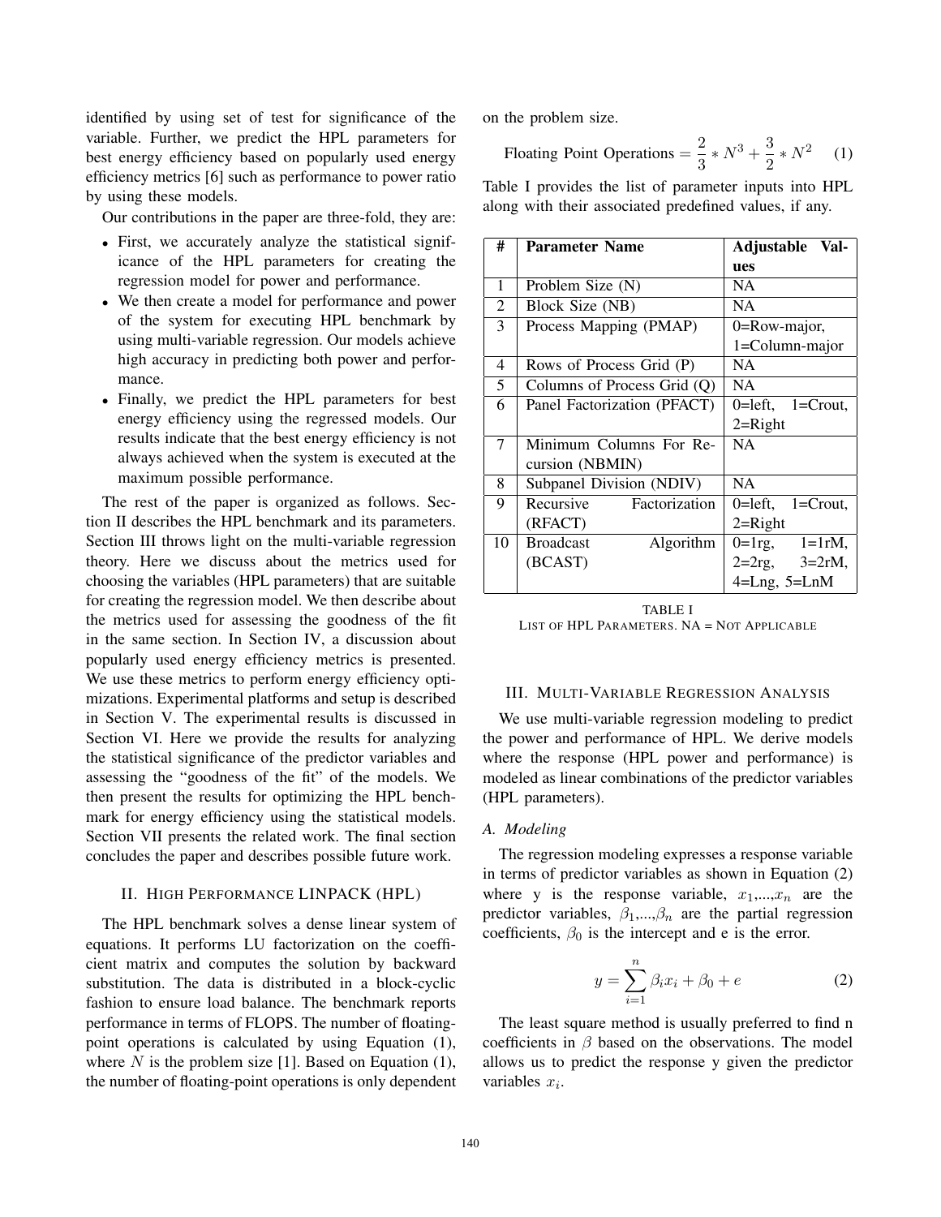identified by using set of test for significance of the variable. Further, we predict the HPL parameters for best energy efficiency based on popularly used energy efficiency metrics [6] such as performance to power ratio by using these models.

Our contributions in the paper are three-fold, they are:

- First, we accurately analyze the statistical significance of the HPL parameters for creating the regression model for power and performance.
- We then create a model for performance and power of the system for executing HPL benchmark by using multi-variable regression. Our models achieve high accuracy in predicting both power and performance.
- Finally, we predict the HPL parameters for best energy efficiency using the regressed models. Our results indicate that the best energy efficiency is not always achieved when the system is executed at the maximum possible performance.

The rest of the paper is organized as follows. Section II describes the HPL benchmark and its parameters. Section III throws light on the multi-variable regression theory. Here we discuss about the metrics used for choosing the variables (HPL parameters) that are suitable for creating the regression model. We then describe about the metrics used for assessing the goodness of the fit in the same section. In Section IV, a discussion about popularly used energy efficiency metrics is presented. We use these metrics to perform energy efficiency optimizations. Experimental platforms and setup is described in Section V. The experimental results is discussed in Section VI. Here we provide the results for analyzing the statistical significance of the predictor variables and assessing the "goodness of the fit" of the models. We then present the results for optimizing the HPL benchmark for energy efficiency using the statistical models. Section VII presents the related work. The final section concludes the paper and describes possible future work.

## II. High Performance LINPACK (HPL)

The HPL benchmark solves a dense linear system of equations. It performs LU factorization on the coefficient matrix and computes the solution by backward substitution. The data is distributed in a block-cyclic fashion to ensure load balance. The benchmark reports performance in terms of FLOPS. The number of floating-point operations is calculated by using Equation (1), where $N$ is the problem size [1]. Based on Equation (1), the number of floating-point operations is only dependent on the problem size.

$$\text{Floating Point Operations} = \frac{2}{3} * N^3 + \frac{3}{2} * N^2 \quad (1)$$

Table I provides the list of parameter inputs into HPL along with their associated predefined values, if any.

| # | Parameter Name | Adjustable Values |
|---|---|---|
| 1 | Problem Size (N) | NA |
| 2 | Block Size (NB) | NA |
| 3 | Process Mapping (PMAP) | 0=Row-major, 1=Column-major |
| 4 | Rows of Process Grid (P) | NA |
| 5 | Columns of Process Grid (Q) | NA |
| 6 | Panel Factorization (PFACT) | 0=left, 1=Crout, 2=Right |
| 7 | Minimum Columns For Recursion (NBMIN) | NA |
| 8 | Subpanel Division (NDIV) | NA |
| 9 | Recursive Factorization (RFACT) | 0=left, 1=Crout, 2=Right |
| 10 | Broadcast Algorithm (BCAST) | 0=1rg, 1=1rM, 2=2rg, 3=2rM, 4=Lng, 5=LnM |

TABLE I
List of HPL Parameters. NA = Not Applicable

## III. Multi-Variable Regression Analysis

We use multi-variable regression modeling to predict the power and performance of HPL. We derive models where the response (HPL power and performance) is modeled as linear combinations of the predictor variables (HPL parameters).

### A. Modeling

The regression modeling expresses a response variable in terms of predictor variables as shown in Equation (2) where y is the response variable, $x_1$,...,$x_n$ are the predictor variables, $\beta_1$,...,$\beta_n$ are the partial regression coefficients, $\beta_0$ is the intercept and e is the error.

$$y = \sum_{i=1}^{n} \beta_i x_i + \beta_0 + e \quad (2)$$

The least square method is usually preferred to find n coefficients in $\beta$ based on the observations. The model allows us to predict the response y given the predictor variables $x_i$.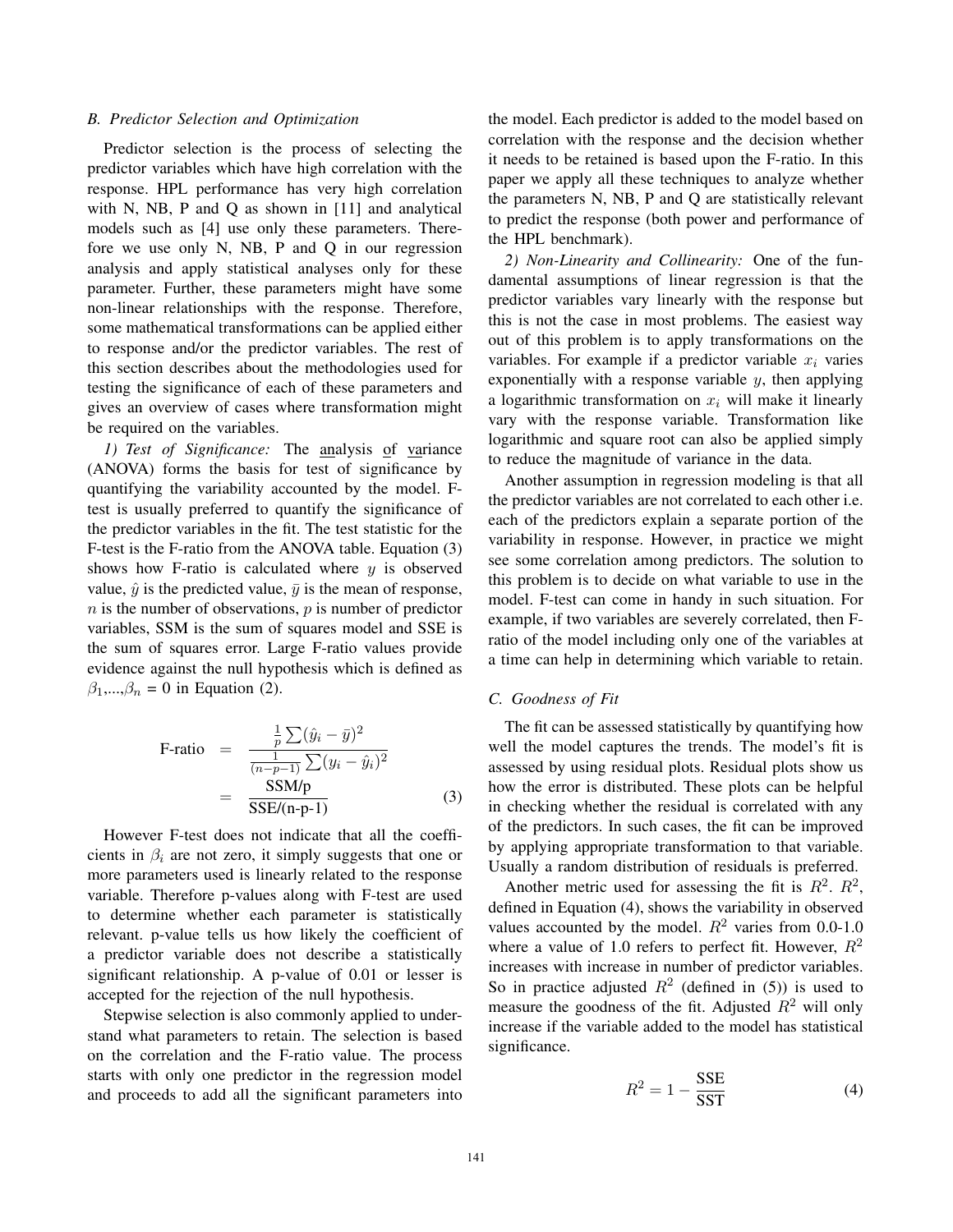### B. Predictor Selection and Optimization

Predictor selection is the process of selecting the predictor variables which have high correlation with the response. HPL performance has very high correlation with N, NB, P and Q as shown in [11] and analytical models such as [4] use only these parameters. Therefore we use only N, NB, P and Q in our regression analysis and apply statistical analyses only for these parameter. Further, these parameters might have some non-linear relationships with the response. Therefore, some mathematical transformations can be applied either to response and/or the predictor variables. The rest of this section describes about the methodologies used for testing the significance of each of these parameters and gives an overview of cases where transformation might be required on the variables.

*1) Test of Significance:* The analysis of variance (ANOVA) forms the basis for test of significance by quantifying the variability accounted by the model. F-test is usually preferred to quantify the significance of the predictor variables in the fit. The test statistic for the F-test is the F-ratio from the ANOVA table. Equation (3) shows how F-ratio is calculated where $y$ is observed value, $\hat{y}$ is the predicted value, $\bar{y}$ is the mean of response, $n$ is the number of observations, $p$ is number of predictor variables, SSM is the sum of squares model and SSE is the sum of squares error. Large F-ratio values provide evidence against the null hypothesis which is defined as $\beta_1,...,\beta_n$ = 0 in Equation (2).

$$\begin{aligned} \text{F-ratio} &= \frac{\frac{1}{p}\sum(\hat{y}_i - \bar{y})^2}{\frac{1}{(n-p-1)}\sum(y_i - \hat{y}_i)^2} \\ &= \frac{\text{SSM/p}}{\text{SSE/(n-p-1)}} \end{aligned} \tag{3}$$

However F-test does not indicate that all the coefficients in $\beta_i$ are not zero, it simply suggests that one or more parameters used is linearly related to the response variable. Therefore p-values along with F-test are used to determine whether each parameter is statistically relevant. p-value tells us how likely the coefficient of a predictor variable does not describe a statistically significant relationship. A p-value of 0.01 or lesser is accepted for the rejection of the null hypothesis.

Stepwise selection is also commonly applied to understand what parameters to retain. The selection is based on the correlation and the F-ratio value. The process starts with only one predictor in the regression model and proceeds to add all the significant parameters into the model. Each predictor is added to the model based on correlation with the response and the decision whether it needs to be retained is based upon the F-ratio. In this paper we apply all these techniques to analyze whether the parameters N, NB, P and Q are statistically relevant to predict the response (both power and performance of the HPL benchmark).

*2) Non-Linearity and Collinearity:* One of the fundamental assumptions of linear regression is that the predictor variables vary linearly with the response but this is not the case in most problems. The easiest way out of this problem is to apply transformations on the variables. For example if a predictor variable $x_i$ varies exponentially with a response variable $y$, then applying a logarithmic transformation on $x_i$ will make it linearly vary with the response variable. Transformation like logarithmic and square root can also be applied simply to reduce the magnitude of variance in the data.

Another assumption in regression modeling is that all the predictor variables are not correlated to each other i.e. each of the predictors explain a separate portion of the variability in response. However, in practice we might see some correlation among predictors. The solution to this problem is to decide on what variable to use in the model. F-test can come in handy in such situation. For example, if two variables are severely correlated, then F-ratio of the model including only one of the variables at a time can help in determining which variable to retain.

### C. Goodness of Fit

The fit can be assessed statistically by quantifying how well the model captures the trends. The model's fit is assessed by using residual plots. Residual plots show us how the error is distributed. These plots can be helpful in checking whether the residual is correlated with any of the predictors. In such cases, the fit can be improved by applying appropriate transformation to that variable. Usually a random distribution of residuals is preferred.

Another metric used for assessing the fit is $R^2$. $R^2$, defined in Equation (4), shows the variability in observed values accounted by the model. $R^2$ varies from 0.0-1.0 where a value of 1.0 refers to perfect fit. However, $R^2$ increases with increase in number of predictor variables. So in practice adjusted $R^2$ (defined in (5)) is used to measure the goodness of the fit. Adjusted $R^2$ will only increase if the variable added to the model has statistical significance.

$$R^2 = 1 - \frac{\text{SSE}}{\text{SST}} \tag{4}$$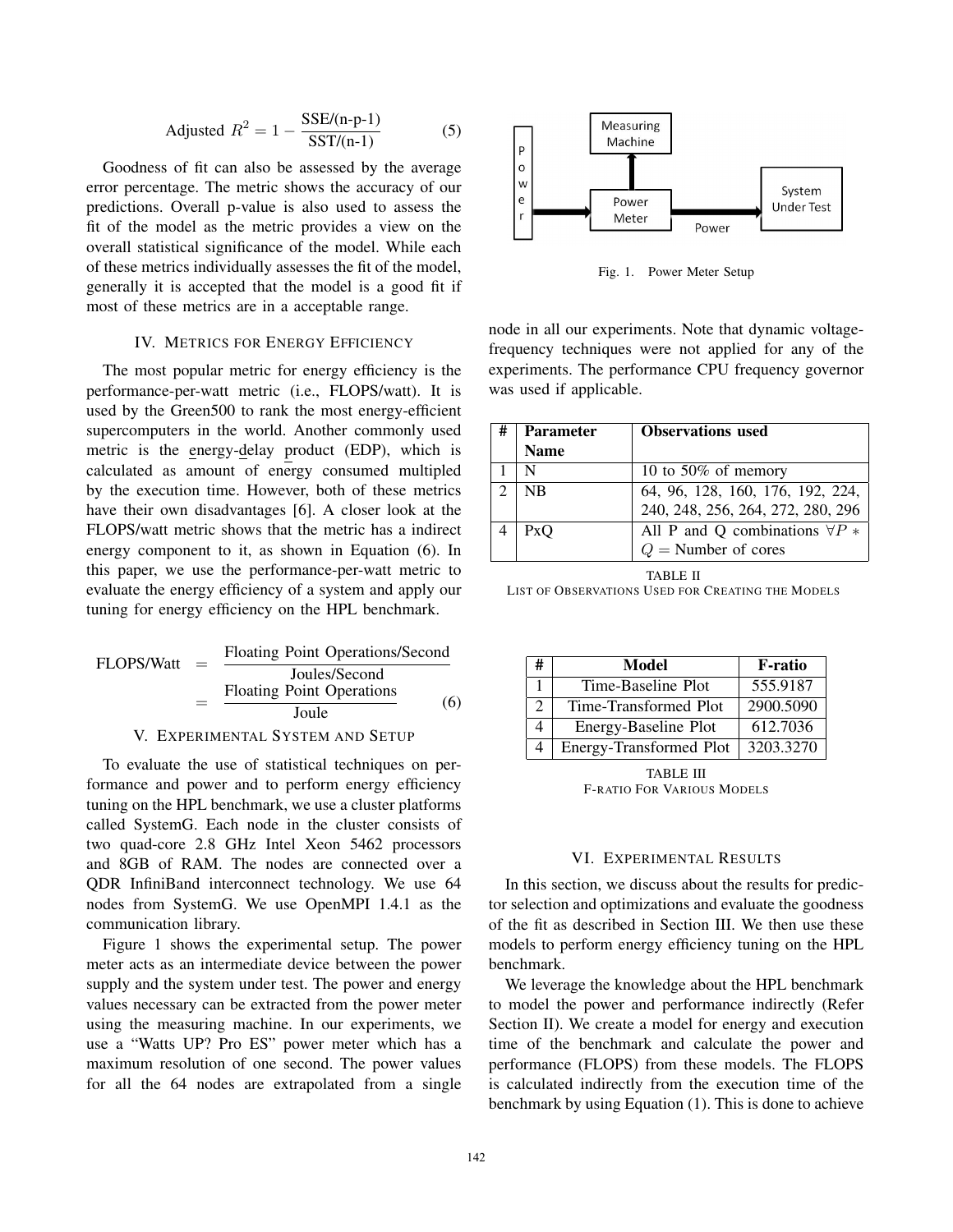$$\text{Adjusted } R^2 = 1 - \frac{\text{SSE/(n-p-1)}}{\text{SST/(n-1)}} \tag{5}$$

Goodness of fit can also be assessed by the average error percentage. The metric shows the accuracy of our predictions. Overall p-value is also used to assess the fit of the model as the metric provides a view on the overall statistical significance of the model. While each of these metrics individually assesses the fit of the model, generally it is accepted that the model is a good fit if most of these metrics are in a acceptable range.

## IV. Metrics for Energy Efficiency

The most popular metric for energy efficiency is the performance-per-watt metric (i.e., FLOPS/watt). It is used by the Green500 to rank the most energy-efficient supercomputers in the world. Another commonly used metric is the energy-delay product (EDP), which is calculated as amount of energy consumed multipled by the execution time. However, both of these metrics have their own disadvantages [6]. A closer look at the FLOPS/watt metric shows that the metric has a indirect energy component to it, as shown in Equation (6). In this paper, we use the performance-per-watt metric to evaluate the energy efficiency of a system and apply our tuning for energy efficiency on the HPL benchmark.

$$\begin{aligned}\text{FLOPS/Watt} &= \frac{\text{Floating Point Operations/Second}}{\text{Joules/Second}} \\ &= \frac{\text{Floating Point Operations}}{\text{Joule}}\end{aligned} \tag{6}$$

## V. Experimental System and Setup

To evaluate the use of statistical techniques on performance and power and to perform energy efficiency tuning on the HPL benchmark, we use a cluster platforms called SystemG. Each node in the cluster consists of two quad-core 2.8 GHz Intel Xeon 5462 processors and 8GB of RAM. The nodes are connected over a QDR InfiniBand interconnect technology. We use 64 nodes from SystemG. We use OpenMPI 1.4.1 as the communication library.

Figure 1 shows the experimental setup. The power meter acts as an intermediate device between the power supply and the system under test. The power and energy values necessary can be extracted from the power meter using the measuring machine. In our experiments, we use a "Watts UP? Pro ES" power meter which has a maximum resolution of one second. The power values for all the 64 nodes are extrapolated from a single node in all our experiments. Note that dynamic voltage-frequency techniques were not applied for any of the experiments. The performance CPU frequency governor was used if applicable.

Fig. 1. Power Meter Setup

| # | Parameter Name | Observations used |
|---|---|---|
| 1 | N | 10 to 50% of memory |
| 2 | NB | 64, 96, 128, 160, 176, 192, 224, 240, 248, 256, 264, 272, 280, 296 |
| 4 | PxQ | All P and Q combinations $\forall P * Q =$ Number of cores |

TABLE II
List of Observations Used for Creating the Models

| # | Model | F-ratio |
|---|---|---|
| 1 | Time-Baseline Plot | 555.9187 |
| 2 | Time-Transformed Plot | 2900.5090 |
| 4 | Energy-Baseline Plot | 612.7036 |
| 4 | Energy-Transformed Plot | 3203.3270 |

TABLE III
F-ratio for Various Models

## VI. Experimental Results

In this section, we discuss about the results for predictor selection and optimizations and evaluate the goodness of the fit as described in Section III. We then use these models to perform energy efficiency tuning on the HPL benchmark.

We leverage the knowledge about the HPL benchmark to model the power and performance indirectly (Refer Section II). We create a model for energy and execution time of the benchmark and calculate the power and performance (FLOPS) from these models. The FLOPS is calculated indirectly from the execution time of the benchmark by using Equation (1). This is done to achieve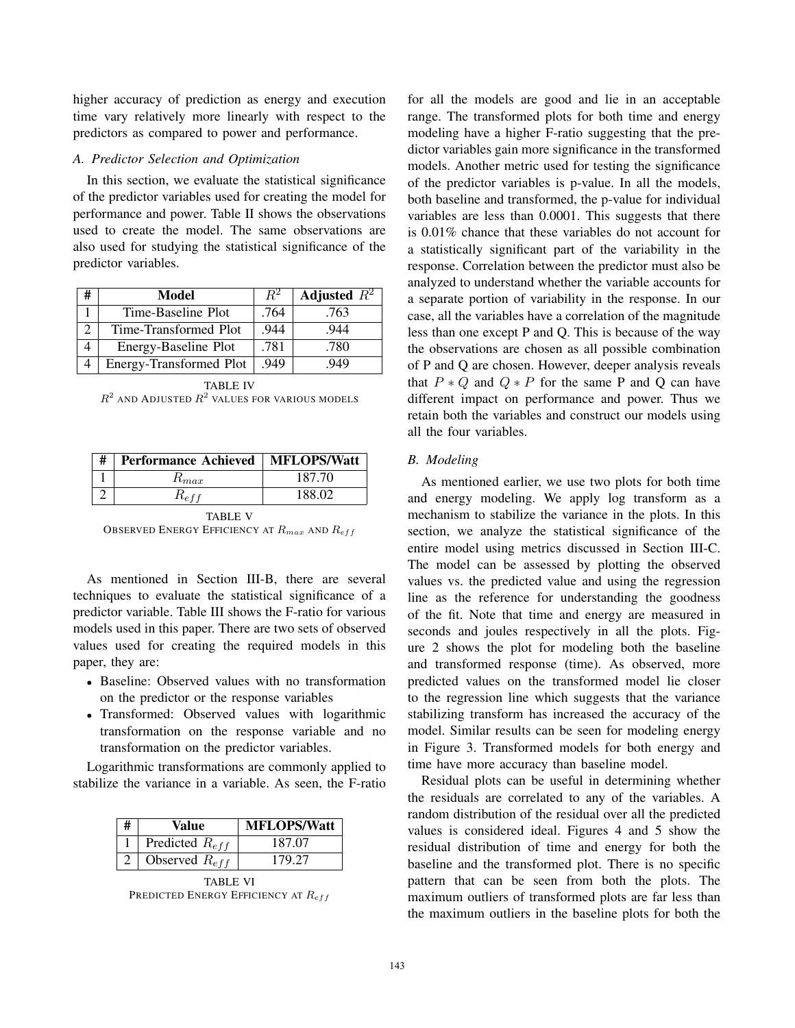higher accuracy of prediction as energy and execution time vary relatively more linearly with respect to the predictors as compared to power and performance.

### A. Predictor Selection and Optimization

In this section, we evaluate the statistical significance of the predictor variables used for creating the model for performance and power. Table II shows the observations used to create the model. The same observations are also used for studying the statistical significance of the predictor variables.

| # | Model | $R^2$ | Adjusted $R^2$ |
|---|---|---|---|
| 1 | Time-Baseline Plot | .764 | .763 |
| 2 | Time-Transformed Plot | .944 | .944 |
| 4 | Energy-Baseline Plot | .781 | .780 |
| 4 | Energy-Transformed Plot | .949 | .949 |

TABLE IV
$R^2$ AND ADJUSTED $R^2$ VALUES FOR VARIOUS MODELS

| # | Performance Achieved | MFLOPS/Watt |
|---|---|---|
| 1 | $R_{max}$ | 187.70 |
| 2 | $R_{eff}$ | 188.02 |

TABLE V
OBSERVED ENERGY EFFICIENCY AT $R_{max}$ AND $R_{eff}$

As mentioned in Section III-B, there are several techniques to evaluate the statistical significance of a predictor variable. Table III shows the F-ratio for various models used in this paper. There are two sets of observed values used for creating the required models in this paper, they are:

- Baseline: Observed values with no transformation on the predictor or the response variables
- Transformed: Observed values with logarithmic transformation on the response variable and no transformation on the predictor variables.

Logarithmic transformations are commonly applied to stabilize the variance in a variable. As seen, the F-ratio for all the models are good and lie in an acceptable range. The transformed plots for both time and energy modeling have a higher F-ratio suggesting that the predictor variables gain more significance in the transformed models. Another metric used for testing the significance of the predictor variables is p-value. In all the models, both baseline and transformed, the p-value for individual variables are less than 0.0001. This suggests that there is 0.01% chance that these variables do not account for a statistically significant part of the variability in the response. Correlation between the predictor must also be analyzed to understand whether the variable accounts for a separate portion of variability in the response. In our case, all the variables have a correlation of the magnitude less than one except P and Q. This is because of the way the observations are chosen as all possible combination of P and Q are chosen. However, deeper analysis reveals that $P * Q$ and $Q * P$ for the same P and Q can have different impact on performance and power. Thus we retain both the variables and construct our models using all the four variables.

| # | Value | MFLOPS/Watt |
|---|---|---|
| 1 | Predicted $R_{eff}$ | 187.07 |
| 2 | Observed $R_{eff}$ | 179.27 |

TABLE VI
PREDICTED ENERGY EFFICIENCY AT $R_{eff}$

### B. Modeling

As mentioned earlier, we use two plots for both time and energy modeling. We apply log transform as a mechanism to stabilize the variance in the plots. In this section, we analyze the statistical significance of the entire model using metrics discussed in Section III-C. The model can be assessed by plotting the observed values vs. the predicted value and using the regression line as the reference for understanding the goodness of the fit. Note that time and energy are measured in seconds and joules respectively in all the plots. Figure 2 shows the plot for modeling both the baseline and transformed response (time). As observed, more predicted values on the transformed model lie closer to the regression line which suggests that the variance stabilizing transform has increased the accuracy of the model. Similar results can be seen for modeling energy in Figure 3. Transformed models for both energy and time have more accuracy than baseline model.

Residual plots can be useful in determining whether the residuals are correlated to any of the variables. A random distribution of the residual over all the predicted values is considered ideal. Figures 4 and 5 show the residual distribution of time and energy for both the baseline and the transformed plot. There is no specific pattern that can be seen from both the plots. The maximum outliers of transformed plots are far less than the maximum outliers in the baseline plots for both the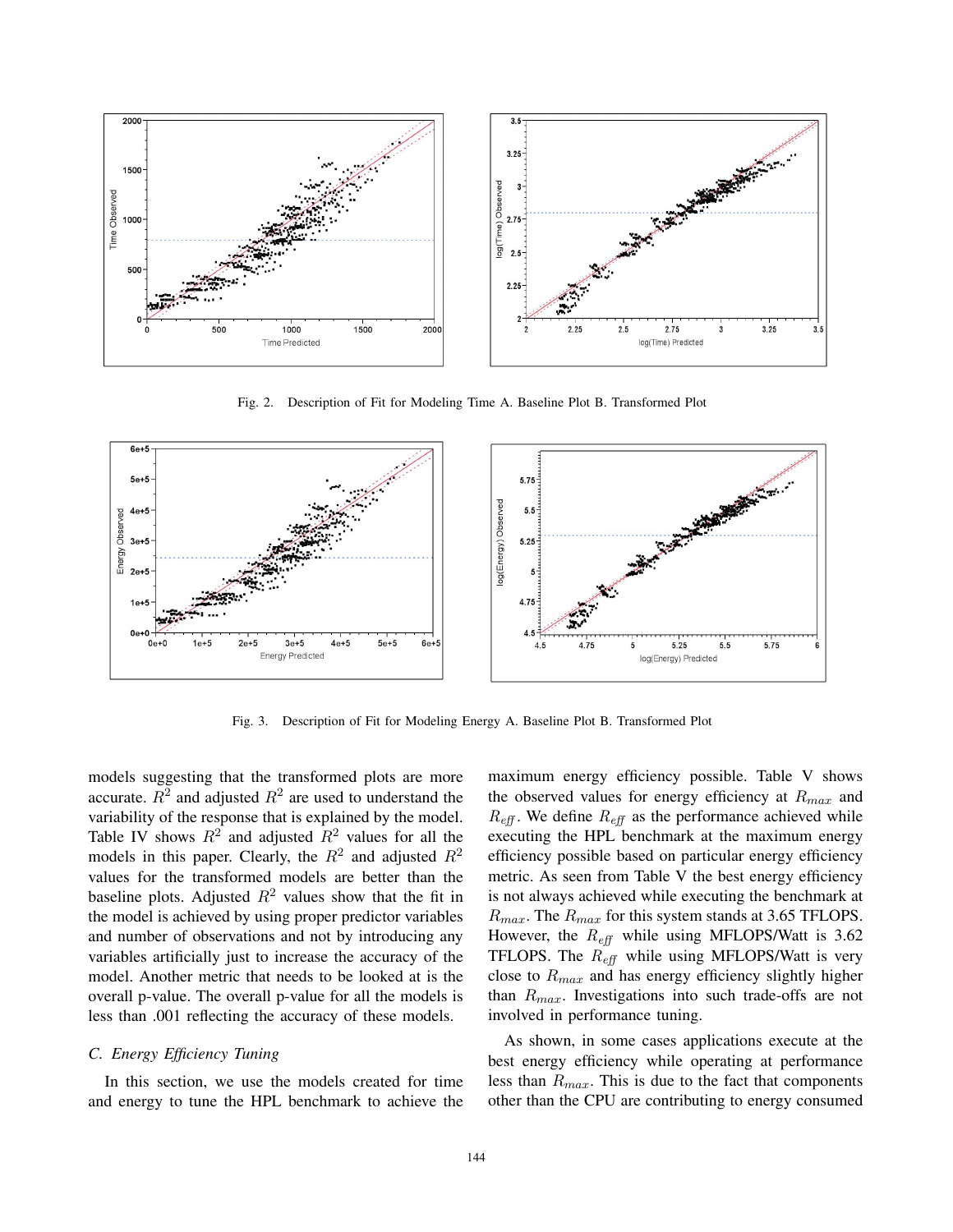Fig. 2. Description of Fit for Modeling Time A. Baseline Plot B. Transformed Plot

Fig. 3. Description of Fit for Modeling Energy A. Baseline Plot B. Transformed Plot

models suggesting that the transformed plots are more accurate. $R^2$ and adjusted $R^2$ are used to understand the variability of the response that is explained by the model. Table IV shows $R^2$ and adjusted $R^2$ values for all the models in this paper. Clearly, the $R^2$ and adjusted $R^2$ values for the transformed models are better than the baseline plots. Adjusted $R^2$ values show that the fit in the model is achieved by using proper predictor variables and number of observations and not by introducing any variables artificially just to increase the accuracy of the model. Another metric that needs to be looked at is the overall p-value. The overall p-value for all the models is less than .001 reflecting the accuracy of these models.

### C. Energy Efficiency Tuning

In this section, we use the models created for time and energy to tune the HPL benchmark to achieve the maximum energy efficiency possible. Table V shows the observed values for energy efficiency at $R_{max}$ and $R_{eff}$. We define $R_{eff}$ as the performance achieved while executing the HPL benchmark at the maximum energy efficiency possible based on particular energy efficiency metric. As seen from Table V the best energy efficiency is not always achieved while executing the benchmark at $R_{max}$. The $R_{max}$ for this system stands at 3.65 TFLOPS. However, the $R_{eff}$ while using MFLOPS/Watt is 3.62 TFLOPS. The $R_{eff}$ while using MFLOPS/Watt is very close to $R_{max}$ and has energy efficiency slightly higher than $R_{max}$. Investigations into such trade-offs are not involved in performance tuning.

As shown, in some cases applications execute at the best energy efficiency while operating at performance less than $R_{max}$. This is due to the fact that components other than the CPU are contributing to energy consumed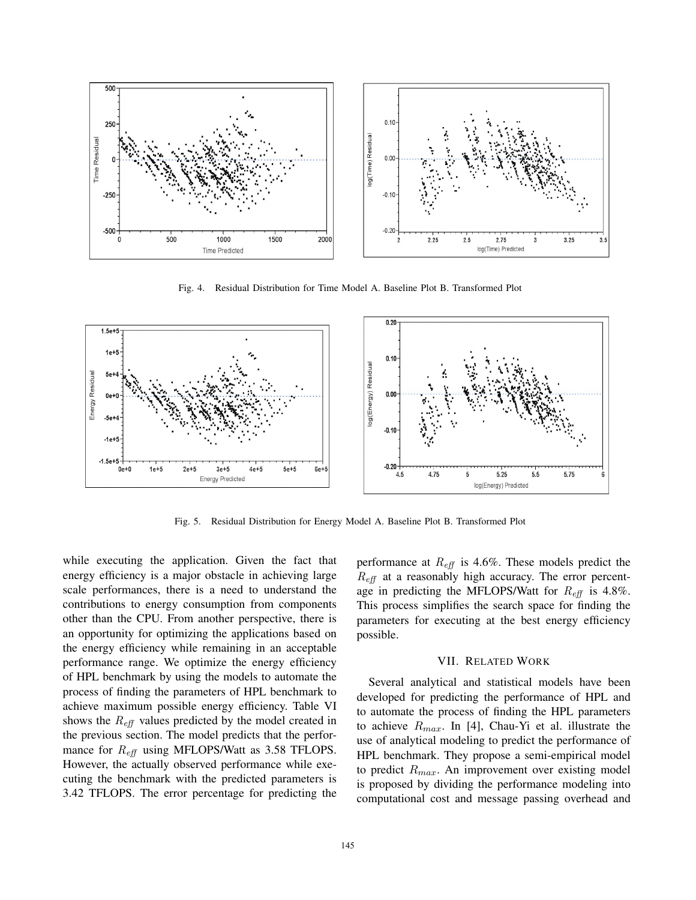Fig. 4. Residual Distribution for Time Model A. Baseline Plot B. Transformed Plot

Fig. 5. Residual Distribution for Energy Model A. Baseline Plot B. Transformed Plot

while executing the application. Given the fact that energy efficiency is a major obstacle in achieving large scale performances, there is a need to understand the contributions to energy consumption from components other than the CPU. From another perspective, there is an opportunity for optimizing the applications based on the energy efficiency while remaining in an acceptable performance range. We optimize the energy efficiency of HPL benchmark by using the models to automate the process of finding the parameters of HPL benchmark to achieve maximum possible energy efficiency. Table VI shows the $R_{eff}$ values predicted by the model created in the previous section. The model predicts that the performance for $R_{eff}$ using MFLOPS/Watt as 3.58 TFLOPS. However, the actually observed performance while executing the benchmark with the predicted parameters is 3.42 TFLOPS. The error percentage for predicting the performance at $R_{eff}$ is 4.6%. These models predict the $R_{eff}$ at a reasonably high accuracy. The error percentage in predicting the MFLOPS/Watt for $R_{eff}$ is 4.8%. This process simplifies the search space for finding the parameters for executing at the best energy efficiency possible.

## VII. Related Work

Several analytical and statistical models have been developed for predicting the performance of HPL and to automate the process of finding the HPL parameters to achieve $R_{max}$. In [4], Chau-Yi et al. illustrate the use of analytical modeling to predict the performance of HPL benchmark. They propose a semi-empirical model to predict $R_{max}$. An improvement over existing model is proposed by dividing the performance modeling into computational cost and message passing overhead and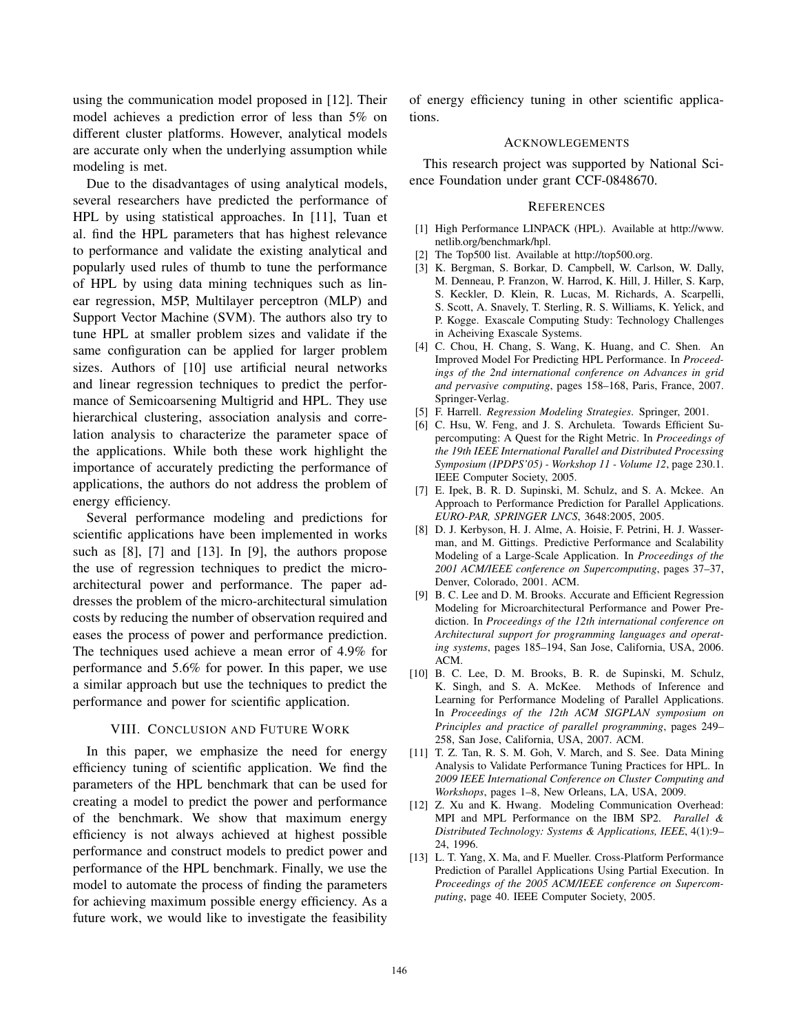using the communication model proposed in [12]. Their model achieves a prediction error of less than 5% on different cluster platforms. However, analytical models are accurate only when the underlying assumption while modeling is met.

Due to the disadvantages of using analytical models, several researchers have predicted the performance of HPL by using statistical approaches. In [11], Tuan et al. find the HPL parameters that has highest relevance to performance and validate the existing analytical and popularly used rules of thumb to tune the performance of HPL by using data mining techniques such as linear regression, M5P, Multilayer perceptron (MLP) and Support Vector Machine (SVM). The authors also try to tune HPL at smaller problem sizes and validate if the same configuration can be applied for larger problem sizes. Authors of [10] use artificial neural networks and linear regression techniques to predict the performance of Semicoarsening Multigrid and HPL. They use hierarchical clustering, association analysis and correlation analysis to characterize the parameter space of the applications. While both these work highlight the importance of accurately predicting the performance of applications, the authors do not address the problem of energy efficiency.

Several performance modeling and predictions for scientific applications have been implemented in works such as [8], [7] and [13]. In [9], the authors propose the use of regression techniques to predict the micro-architectural power and performance. The paper addresses the problem of the micro-architectural simulation costs by reducing the number of observation required and eases the process of power and performance prediction. The techniques used achieve a mean error of 4.9% for performance and 5.6% for power. In this paper, we use a similar approach but use the techniques to predict the performance and power for scientific application.

## VIII. Conclusion and Future Work

In this paper, we emphasize the need for energy efficiency tuning of scientific application. We find the parameters of the HPL benchmark that can be used for creating a model to predict the power and performance of the benchmark. We show that maximum energy efficiency is not always achieved at highest possible performance and construct models to predict power and performance of the HPL benchmark. Finally, we use the model to automate the process of finding the parameters for achieving maximum possible energy efficiency. As a future work, we would like to investigate the feasibility of energy efficiency tuning in other scientific applications.

## Acknowlegements

This research project was supported by National Science Foundation under grant CCF-0848670.

## References

[1] High Performance LINPACK (HPL). Available at http://www.netlib.org/benchmark/hpl.

[2] The Top500 list. Available at http://top500.org.

[3] K. Bergman, S. Borkar, D. Campbell, W. Carlson, W. Dally, M. Denneau, P. Franzon, W. Harrod, K. Hill, J. Hiller, S. Karp, S. Keckler, D. Klein, R. Lucas, M. Richards, A. Scarpelli, S. Scott, A. Snavely, T. Sterling, R. S. Williams, K. Yelick, and P. Kogge. Exascale Computing Study: Technology Challenges in Acheiving Exascale Systems.

[4] C. Chou, H. Chang, S. Wang, K. Huang, and C. Shen. An Improved Model For Predicting HPL Performance. In *Proceedings of the 2nd international conference on Advances in grid and pervasive computing*, pages 158–168, Paris, France, 2007. Springer-Verlag.

[5] F. Harrell. *Regression Modeling Strategies*. Springer, 2001.

[6] C. Hsu, W. Feng, and J. S. Archuleta. Towards Efficient Supercomputing: A Quest for the Right Metric. In *Proceedings of the 19th IEEE International Parallel and Distributed Processing Symposium (IPDPS'05) - Workshop 11 - Volume 12*, page 230.1. IEEE Computer Society, 2005.

[7] E. Ipek, B. R. D. Supinski, M. Schulz, and S. A. Mckee. An Approach to Performance Prediction for Parallel Applications. *EURO-PAR, SPRINGER LNCS*, 3648:2005, 2005.

[8] D. J. Kerbyson, H. J. Alme, A. Hoisie, F. Petrini, H. J. Wasserman, and M. Gittings. Predictive Performance and Scalability Modeling of a Large-Scale Application. In *Proceedings of the 2001 ACM/IEEE conference on Supercomputing*, pages 37–37, Denver, Colorado, 2001. ACM.

[9] B. C. Lee and D. M. Brooks. Accurate and Efficient Regression Modeling for Microarchitectural Performance and Power Prediction. In *Proceedings of the 12th international conference on Architectural support for programming languages and operating systems*, pages 185–194, San Jose, California, USA, 2006. ACM.

[10] B. C. Lee, D. M. Brooks, B. R. de Supinski, M. Schulz, K. Singh, and S. A. McKee. Methods of Inference and Learning for Performance Modeling of Parallel Applications. In *Proceedings of the 12th ACM SIGPLAN symposium on Principles and practice of parallel programming*, pages 249–258, San Jose, California, USA, 2007. ACM.

[11] T. Z. Tan, R. S. M. Goh, V. March, and S. See. Data Mining Analysis to Validate Performance Tuning Practices for HPL. In *2009 IEEE International Conference on Cluster Computing and Workshops*, pages 1–8, New Orleans, LA, USA, 2009.

[12] Z. Xu and K. Hwang. Modeling Communication Overhead: MPI and MPL Performance on the IBM SP2. *Parallel & Distributed Technology: Systems & Applications, IEEE*, 4(1):9–24, 1996.

[13] L. T. Yang, X. Ma, and F. Mueller. Cross-Platform Performance Prediction of Parallel Applications Using Partial Execution. In *Proceedings of the 2005 ACM/IEEE conference on Supercomputing*, page 40. IEEE Computer Society, 2005.